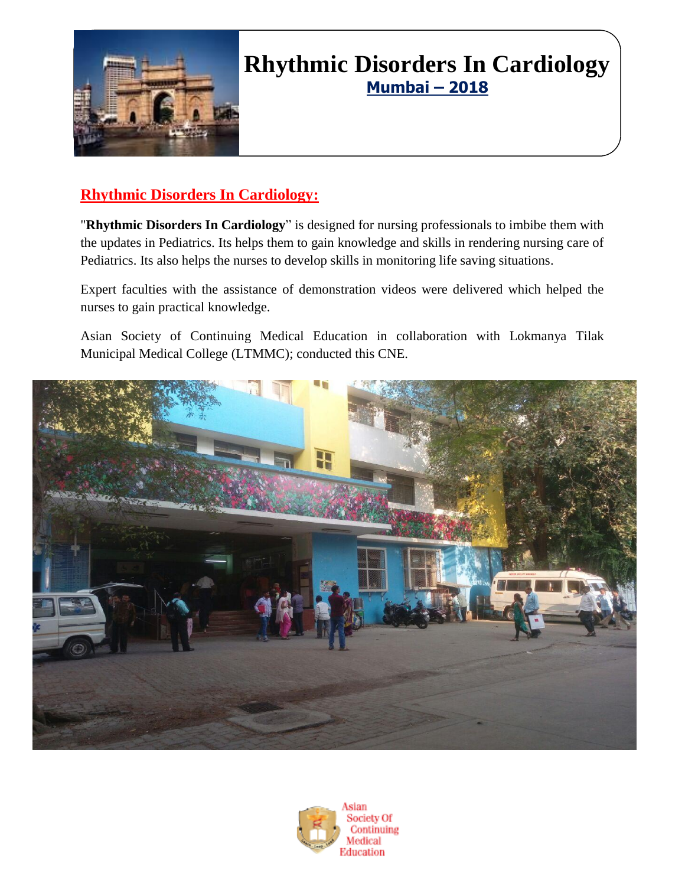# Rhythmic Disorders In Cardiology

**Mumbai – 2018**

## Rhythmic Disorders In Cardiology:

"**Rhythmic Disorders In Cardiology**" is designed for nursing professionals to imbibe them with the updates in Pediatrics. Its helps them to gain knowledge and skills in rendering nursing care of Pediatrics. Its also helps the nurses to develop skills in monitoring life saving situations.

Expert faculties with the assistance of demonstration videos were delivered which helped the nurses to gain practical knowledge.

Asian Society of Continuing Medical Education in collaboration with Lokmanya Tilak Municipal Medical College (LTMMC); conducted this CNE.

Asian Society Of Continuing Medical Education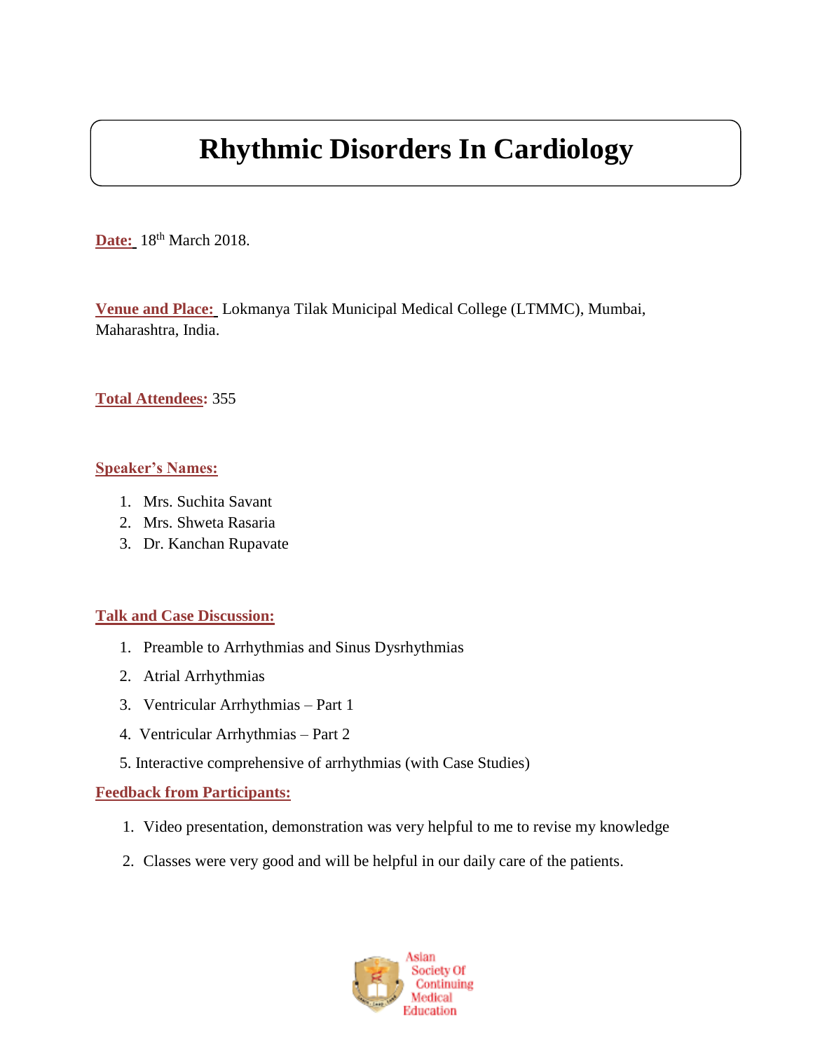# Rhythmic Disorders In Cardiology

**Date:** 18th March 2018.

**Venue and Place:** Lokmanya Tilak Municipal Medical College (LTMMC), Mumbai, Maharashtra, India.

**Total Attendees:** 355

**Speaker's Names:**

1. Mrs. Suchita Savant
2. Mrs. Shweta Rasaria
3. Dr. Kanchan Rupavate

**Talk and Case Discussion:**

1. Preamble to Arrhythmias and Sinus Dysrhythmias
2. Atrial Arrhythmias
3. Ventricular Arrhythmias – Part 1
4. Ventricular Arrhythmias – Part 2
5. Interactive comprehensive of arrhythmias (with Case Studies)

**Feedback from Participants:**

1. Video presentation, demonstration was very helpful to me to revise my knowledge
2. Classes were very good and will be helpful in our daily care of the patients.

Asian Society Of Continuing Medical Education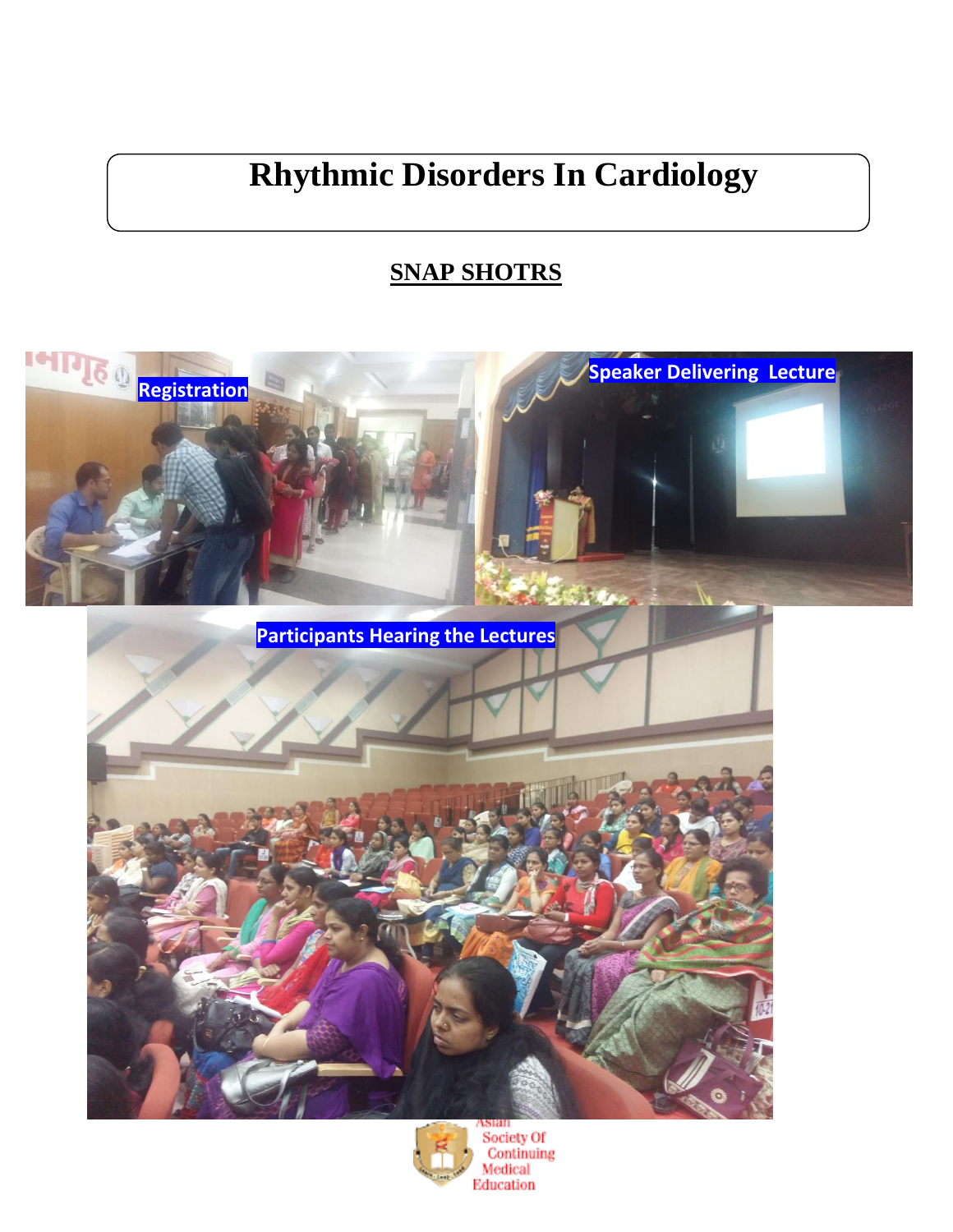# Rhythmic Disorders In Cardiology

## SNAP SHOTRS

Registration

Speaker Delivering Lecture

Participants Hearing the Lectures

Asian Society Of Continuing Medical Education